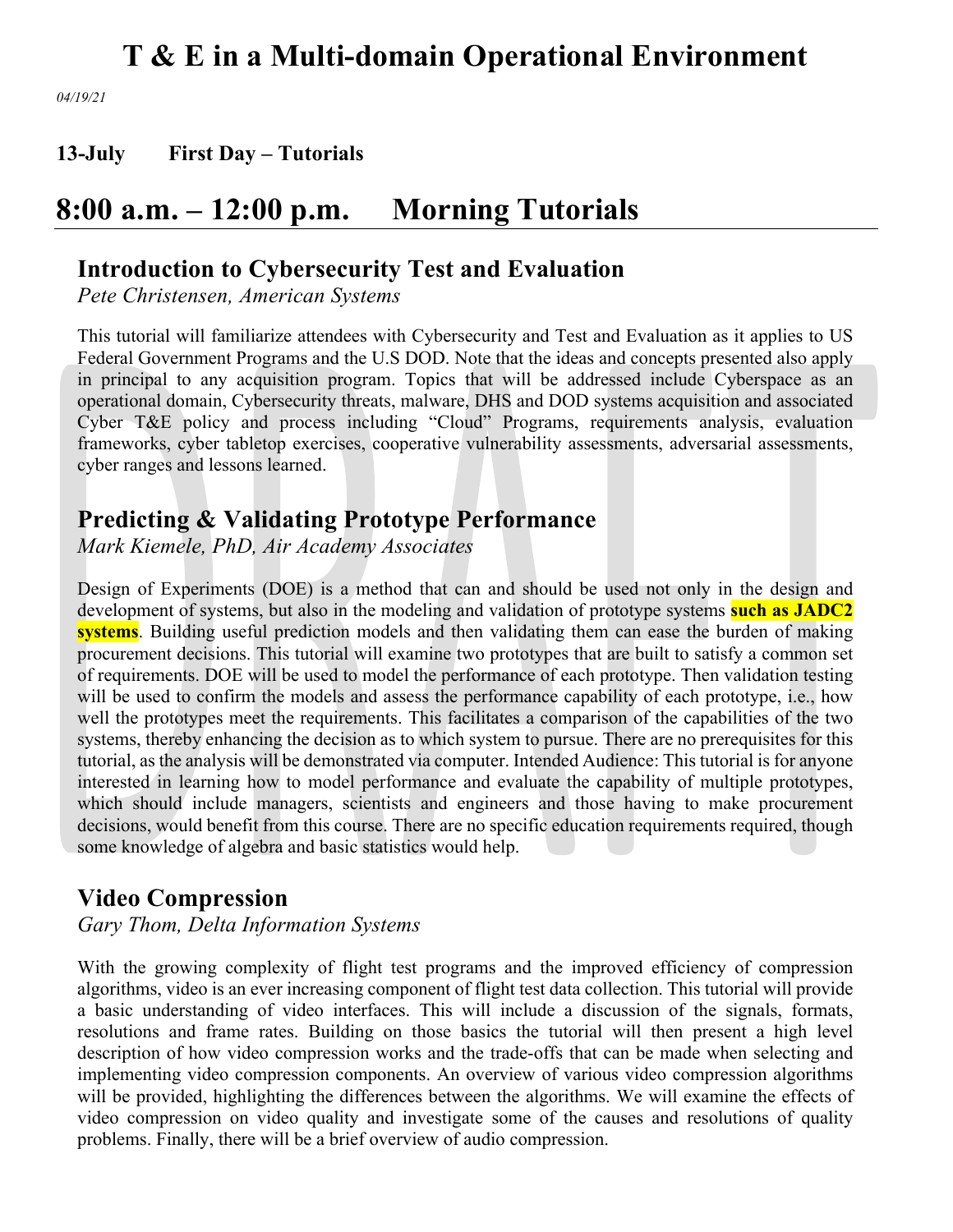# T & E in a Multi-domain Operational Environment

*04/19/21*

**13-July First Day – Tutorials**

## 8:00 a.m. – 12:00 p.m. Morning Tutorials

### Introduction to Cybersecurity Test and Evaluation

*Pete Christensen, American Systems*

This tutorial will familiarize attendees with Cybersecurity and Test and Evaluation as it applies to US Federal Government Programs and the U.S DOD. Note that the ideas and concepts presented also apply in principal to any acquisition program. Topics that will be addressed include Cyberspace as an operational domain, Cybersecurity threats, malware, DHS and DOD systems acquisition and associated Cyber T&E policy and process including "Cloud" Programs, requirements analysis, evaluation frameworks, cyber tabletop exercises, cooperative vulnerability assessments, adversarial assessments, cyber ranges and lessons learned.

### Predicting & Validating Prototype Performance

*Mark Kiemele, PhD, Air Academy Associates*

Design of Experiments (DOE) is a method that can and should be used not only in the design and development of systems, but also in the modeling and validation of prototype systems **such as JADC2 systems**. Building useful prediction models and then validating them can ease the burden of making procurement decisions. This tutorial will examine two prototypes that are built to satisfy a common set of requirements. DOE will be used to model the performance of each prototype. Then validation testing will be used to confirm the models and assess the performance capability of each prototype, i.e., how well the prototypes meet the requirements. This facilitates a comparison of the capabilities of the two systems, thereby enhancing the decision as to which system to pursue. There are no prerequisites for this tutorial, as the analysis will be demonstrated via computer. Intended Audience: This tutorial is for anyone interested in learning how to model performance and evaluate the capability of multiple prototypes, which should include managers, scientists and engineers and those having to make procurement decisions, would benefit from this course. There are no specific education requirements required, though some knowledge of algebra and basic statistics would help.

### Video Compression

*Gary Thom, Delta Information Systems*

With the growing complexity of flight test programs and the improved efficiency of compression algorithms, video is an ever increasing component of flight test data collection. This tutorial will provide a basic understanding of video interfaces. This will include a discussion of the signals, formats, resolutions and frame rates. Building on those basics the tutorial will then present a high level description of how video compression works and the trade-offs that can be made when selecting and implementing video compression components. An overview of various video compression algorithms will be provided, highlighting the differences between the algorithms. We will examine the effects of video compression on video quality and investigate some of the causes and resolutions of quality problems. Finally, there will be a brief overview of audio compression.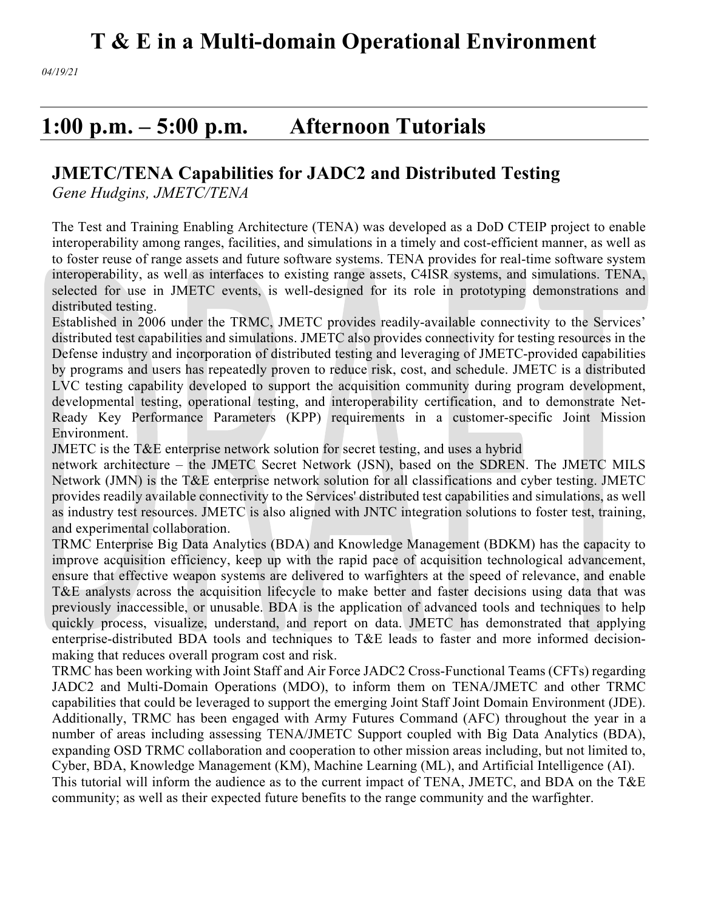# T & E in a Multi-domain Operational Environment

*04/19/21*

## 1:00 p.m. – 5:00 p.m. Afternoon Tutorials

### JMETC/TENA Capabilities for JADC2 and Distributed Testing

*Gene Hudgins, JMETC/TENA*

The Test and Training Enabling Architecture (TENA) was developed as a DoD CTEIP project to enable interoperability among ranges, facilities, and simulations in a timely and cost-efficient manner, as well as to foster reuse of range assets and future software systems. TENA provides for real-time software system interoperability, as well as interfaces to existing range assets, C4ISR systems, and simulations. TENA, selected for use in JMETC events, is well-designed for its role in prototyping demonstrations and distributed testing.

Established in 2006 under the TRMC, JMETC provides readily-available connectivity to the Services' distributed test capabilities and simulations. JMETC also provides connectivity for testing resources in the Defense industry and incorporation of distributed testing and leveraging of JMETC-provided capabilities by programs and users has repeatedly proven to reduce risk, cost, and schedule. JMETC is a distributed LVC testing capability developed to support the acquisition community during program development, developmental testing, operational testing, and interoperability certification, and to demonstrate Net-Ready Key Performance Parameters (KPP) requirements in a customer-specific Joint Mission Environment.

JMETC is the T&E enterprise network solution for secret testing, and uses a hybrid network architecture – the JMETC Secret Network (JSN), based on the SDREN. The JMETC MILS Network (JMN) is the T&E enterprise network solution for all classifications and cyber testing. JMETC provides readily available connectivity to the Services' distributed test capabilities and simulations, as well as industry test resources. JMETC is also aligned with JNTC integration solutions to foster test, training, and experimental collaboration.

TRMC Enterprise Big Data Analytics (BDA) and Knowledge Management (BDKM) has the capacity to improve acquisition efficiency, keep up with the rapid pace of acquisition technological advancement, ensure that effective weapon systems are delivered to warfighters at the speed of relevance, and enable T&E analysts across the acquisition lifecycle to make better and faster decisions using data that was previously inaccessible, or unusable. BDA is the application of advanced tools and techniques to help quickly process, visualize, understand, and report on data. JMETC has demonstrated that applying enterprise-distributed BDA tools and techniques to T&E leads to faster and more informed decision-making that reduces overall program cost and risk.

TRMC has been working with Joint Staff and Air Force JADC2 Cross-Functional Teams (CFTs) regarding JADC2 and Multi-Domain Operations (MDO), to inform them on TENA/JMETC and other TRMC capabilities that could be leveraged to support the emerging Joint Staff Joint Domain Environment (JDE). Additionally, TRMC has been engaged with Army Futures Command (AFC) throughout the year in a number of areas including assessing TENA/JMETC Support coupled with Big Data Analytics (BDA), expanding OSD TRMC collaboration and cooperation to other mission areas including, but not limited to, Cyber, BDA, Knowledge Management (KM), Machine Learning (ML), and Artificial Intelligence (AI).

This tutorial will inform the audience as to the current impact of TENA, JMETC, and BDA on the T&E community; as well as their expected future benefits to the range community and the warfighter.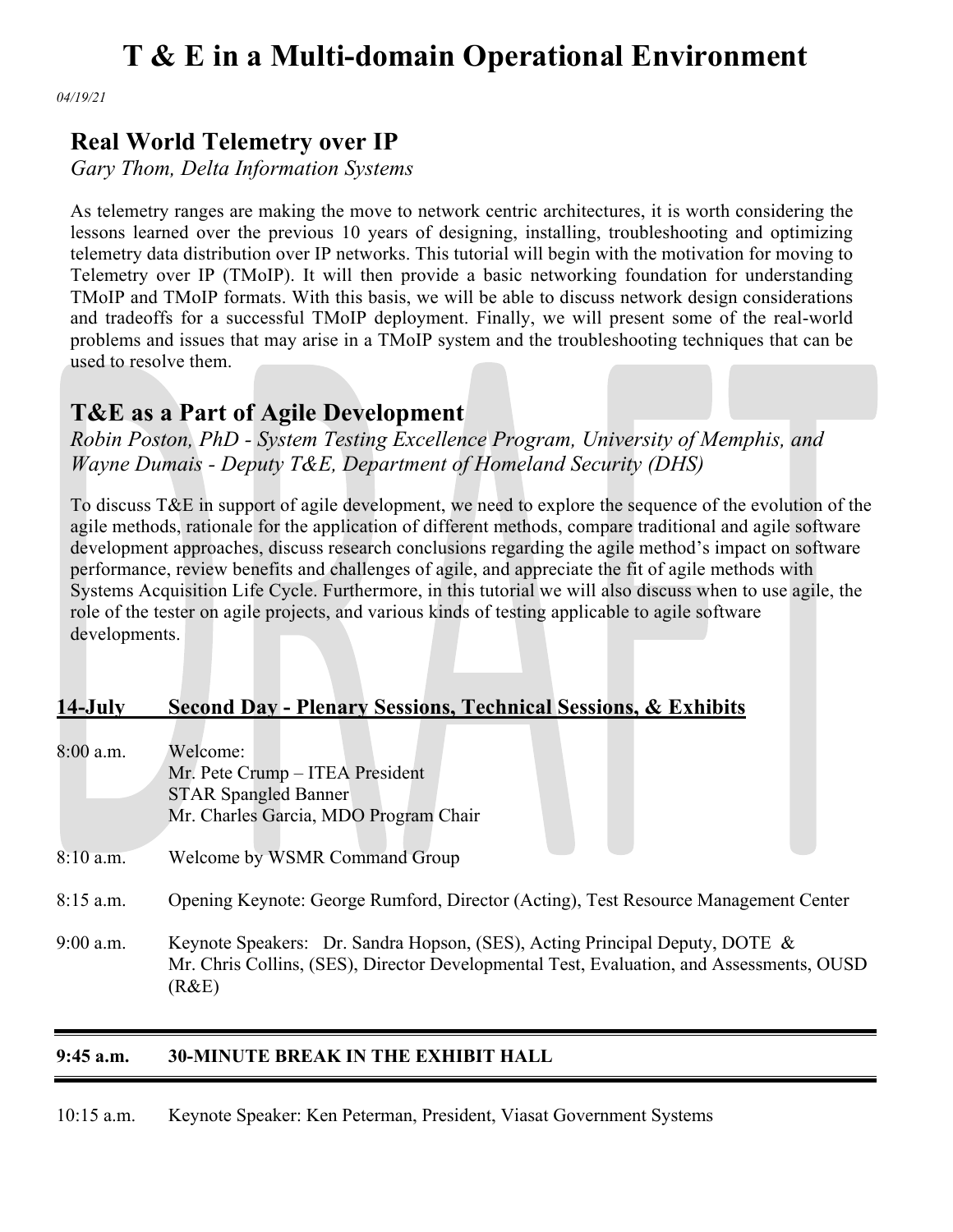# T & E in a Multi-domain Operational Environment

*04/19/21*

## Real World Telemetry over IP

*Gary Thom, Delta Information Systems*

As telemetry ranges are making the move to network centric architectures, it is worth considering the lessons learned over the previous 10 years of designing, installing, troubleshooting and optimizing telemetry data distribution over IP networks. This tutorial will begin with the motivation for moving to Telemetry over IP (TMoIP). It will then provide a basic networking foundation for understanding TMoIP and TMoIP formats. With this basis, we will be able to discuss network design considerations and tradeoffs for a successful TMoIP deployment. Finally, we will present some of the real-world problems and issues that may arise in a TMoIP system and the troubleshooting techniques that can be used to resolve them.

## T&E as a Part of Agile Development

*Robin Poston, PhD - System Testing Excellence Program, University of Memphis, and Wayne Dumais - Deputy T&E, Department of Homeland Security (DHS)*

To discuss T&E in support of agile development, we need to explore the sequence of the evolution of the agile methods, rationale for the application of different methods, compare traditional and agile software development approaches, discuss research conclusions regarding the agile method's impact on software performance, review benefits and challenges of agile, and appreciate the fit of agile methods with Systems Acquisition Life Cycle. Furthermore, in this tutorial we will also discuss when to use agile, the role of the tester on agile projects, and various kinds of testing applicable to agile software developments.

**14-July Second Day - Plenary Sessions, Technical Sessions, & Exhibits**

8:00 a.m. Welcome:
Mr. Pete Crump – ITEA President
STAR Spangled Banner
Mr. Charles Garcia, MDO Program Chair

8:10 a.m. Welcome by WSMR Command Group

8:15 a.m. Opening Keynote: George Rumford, Director (Acting), Test Resource Management Center

9:00 a.m. Keynote Speakers: Dr. Sandra Hopson, (SES), Acting Principal Deputy, DOTE & Mr. Chris Collins, (SES), Director Developmental Test, Evaluation, and Assessments, OUSD (R&E)

**9:45 a.m. 30-MINUTE BREAK IN THE EXHIBIT HALL**

10:15 a.m. Keynote Speaker: Ken Peterman, President, Viasat Government Systems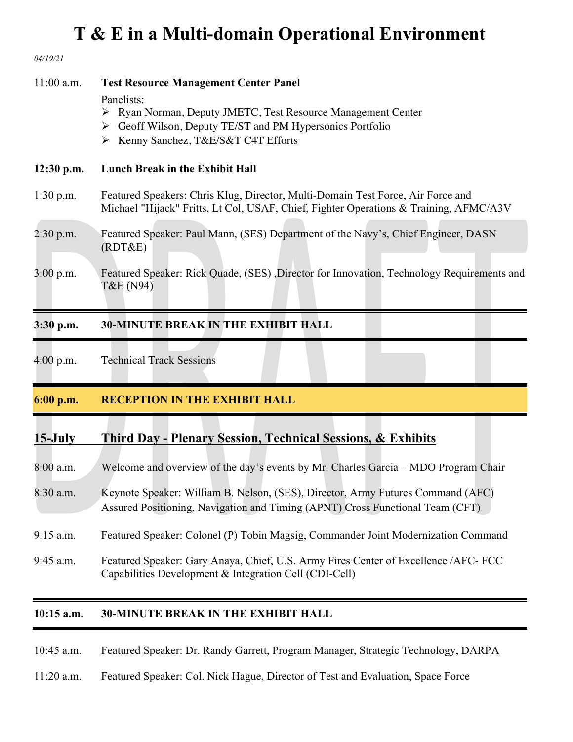# T & E in a Multi-domain Operational Environment

*04/19/21*

11:00 a.m. **Test Resource Management Center Panel**

Panelists:
- Ryan Norman, Deputy JMETC, Test Resource Management Center
- Geoff Wilson, Deputy TE/ST and PM Hypersonics Portfolio
- Kenny Sanchez, T&E/S&T C4T Efforts

**12:30 p.m. Lunch Break in the Exhibit Hall**

1:30 p.m. Featured Speakers: Chris Klug, Director, Multi-Domain Test Force, Air Force and Michael "Hijack" Fritts, Lt Col, USAF, Chief, Fighter Operations & Training, AFMC/A3V

2:30 p.m. Featured Speaker: Paul Mann, (SES) Department of the Navy's, Chief Engineer, DASN (RDT&E)

3:00 p.m. Featured Speaker: Rick Quade, (SES) ,Director for Innovation, Technology Requirements and T&E (N94)

---

**3:30 p.m. 30-MINUTE BREAK IN THE EXHIBIT HALL**

---

4:00 p.m. Technical Track Sessions

---

**6:00 p.m. RECEPTION IN THE EXHIBIT HALL**

---

## 15-July Third Day - Plenary Session, Technical Sessions, & Exhibits

8:00 a.m. Welcome and overview of the day's events by Mr. Charles Garcia – MDO Program Chair

8:30 a.m. Keynote Speaker: William B. Nelson, (SES), Director, Army Futures Command (AFC) Assured Positioning, Navigation and Timing (APNT) Cross Functional Team (CFT)

9:15 a.m. Featured Speaker: Colonel (P) Tobin Magsig, Commander Joint Modernization Command

9:45 a.m. Featured Speaker: Gary Anaya, Chief, U.S. Army Fires Center of Excellence /AFC- FCC Capabilities Development & Integration Cell (CDI-Cell)

---

**10:15 a.m. 30-MINUTE BREAK IN THE EXHIBIT HALL**

---

10:45 a.m. Featured Speaker: Dr. Randy Garrett, Program Manager, Strategic Technology, DARPA

11:20 a.m. Featured Speaker: Col. Nick Hague, Director of Test and Evaluation, Space Force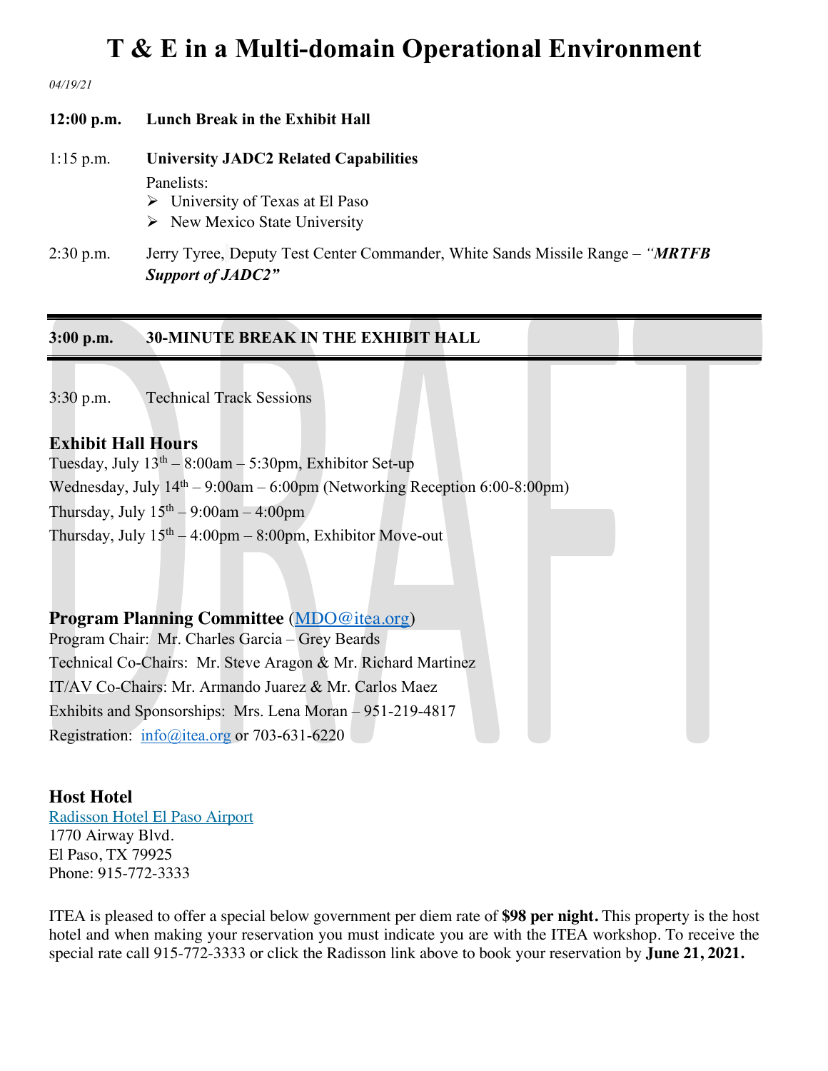# T & E in a Multi-domain Operational Environment

*04/19/21*

**12:00 p.m.** **Lunch Break in the Exhibit Hall**

1:15 p.m. **University JADC2 Related Capabilities**

Panelists:

- University of Texas at El Paso
- New Mexico State University

2:30 p.m. Jerry Tyree, Deputy Test Center Commander, White Sands Missile Range – ***"MRTFB Support of JADC2"***

---

**3:00 p.m.** **30-MINUTE BREAK IN THE EXHIBIT HALL**

---

3:30 p.m. Technical Track Sessions

## Exhibit Hall Hours

Tuesday, July 13th – 8:00am – 5:30pm, Exhibitor Set-up
Wednesday, July 14th – 9:00am – 6:00pm (Networking Reception 6:00-8:00pm)
Thursday, July 15th – 9:00am – 4:00pm
Thursday, July 15th – 4:00pm – 8:00pm, Exhibitor Move-out

## Program Planning Committee (MDO@itea.org)

Program Chair: Mr. Charles Garcia – Grey Beards
Technical Co-Chairs: Mr. Steve Aragon & Mr. Richard Martinez
IT/AV Co-Chairs: Mr. Armando Juarez & Mr. Carlos Maez
Exhibits and Sponsorships: Mrs. Lena Moran – 951-219-4817
Registration: info@itea.org or 703-631-6220

## Host Hotel

Radisson Hotel El Paso Airport
1770 Airway Blvd.
El Paso, TX 79925
Phone: 915-772-3333

ITEA is pleased to offer a special below government per diem rate of **$98 per night.** This property is the host hotel and when making your reservation you must indicate you are with the ITEA workshop. To receive the special rate call 915-772-3333 or click the Radisson link above to book your reservation by **June 21, 2021.**